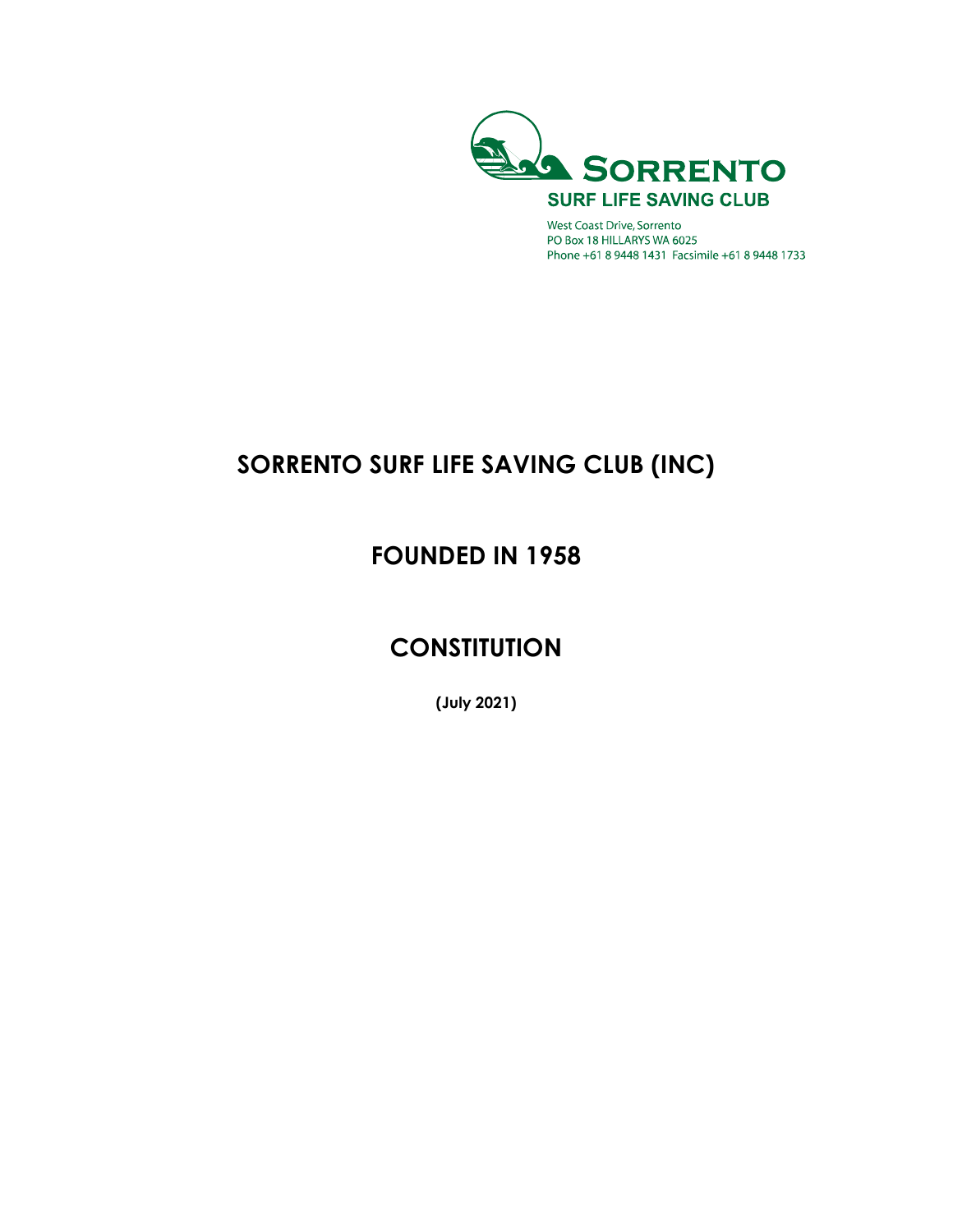**SORRENTO**

**SURF LIFE SAVING CLUB**

West Coast Drive, Sorrento
PO Box 18 HILLARYS WA 6025
Phone +61 8 9448 1431 Facsimile +61 8 9448 1733

# SORRENTO SURF LIFE SAVING CLUB (INC)

## FOUNDED IN 1958

## CONSTITUTION

**(July 2021)**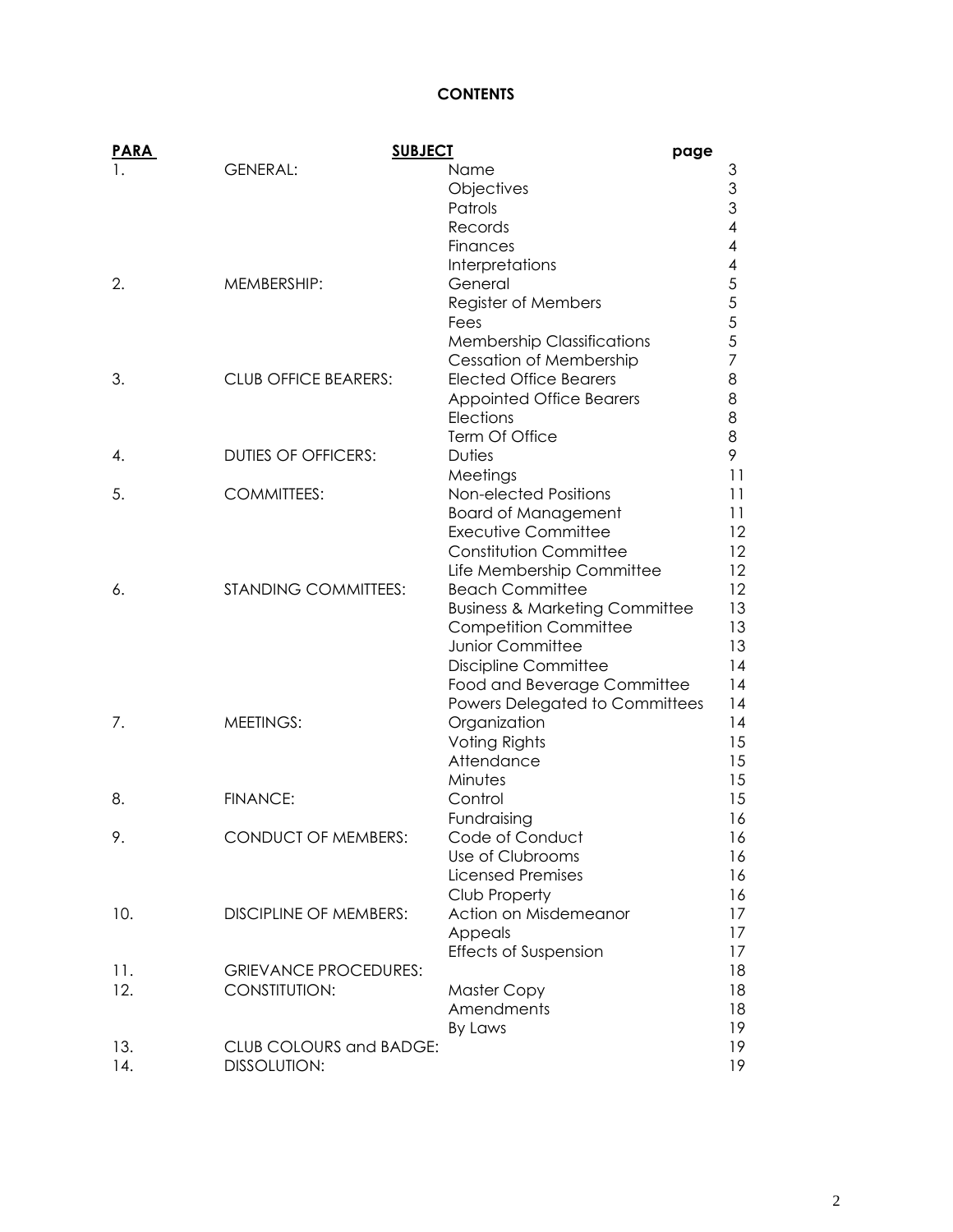**CONTENTS**

| PARA | SUBJECT | | page |
|---|---|---|---|
| 1. | GENERAL: | Name | 3 |
| | | Objectives | 3 |
| | | Patrols | 3 |
| | | Records | 4 |
| | | Finances | 4 |
| | | Interpretations | 4 |
| 2. | MEMBERSHIP: | General | 5 |
| | | Register of Members | 5 |
| | | Fees | 5 |
| | | Membership Classifications | 5 |
| | | Cessation of Membership | 7 |
| 3. | CLUB OFFICE BEARERS: | Elected Office Bearers | 8 |
| | | Appointed Office Bearers | 8 |
| | | Elections | 8 |
| | | Term Of Office | 8 |
| 4. | DUTIES OF OFFICERS: | Duties | 9 |
| | | Meetings | 11 |
| 5. | COMMITTEES: | Non-elected Positions | 11 |
| | | Board of Management | 11 |
| | | Executive Committee | 12 |
| | | Constitution Committee | 12 |
| | | Life Membership Committee | 12 |
| 6. | STANDING COMMITTEES: | Beach Committee | 12 |
| | | Business & Marketing Committee | 13 |
| | | Competition Committee | 13 |
| | | Junior Committee | 13 |
| | | Discipline Committee | 14 |
| | | Food and Beverage Committee | 14 |
| | | Powers Delegated to Committees | 14 |
| 7. | MEETINGS: | Organization | 14 |
| | | Voting Rights | 15 |
| | | Attendance | 15 |
| | | Minutes | 15 |
| 8. | FINANCE: | Control | 15 |
| | | Fundraising | 16 |
| 9. | CONDUCT OF MEMBERS: | Code of Conduct | 16 |
| | | Use of Clubrooms | 16 |
| | | Licensed Premises | 16 |
| | | Club Property | 16 |
| 10. | DISCIPLINE OF MEMBERS: | Action on Misdemeanor | 17 |
| | | Appeals | 17 |
| | | Effects of Suspension | 17 |
| 11. | GRIEVANCE PROCEDURES: | | 18 |
| 12. | CONSTITUTION: | Master Copy | 18 |
| | | Amendments | 18 |
| | | By Laws | 19 |
| 13. | CLUB COLOURS and BADGE: | | 19 |
| 14. | DISSOLUTION: | | 19 |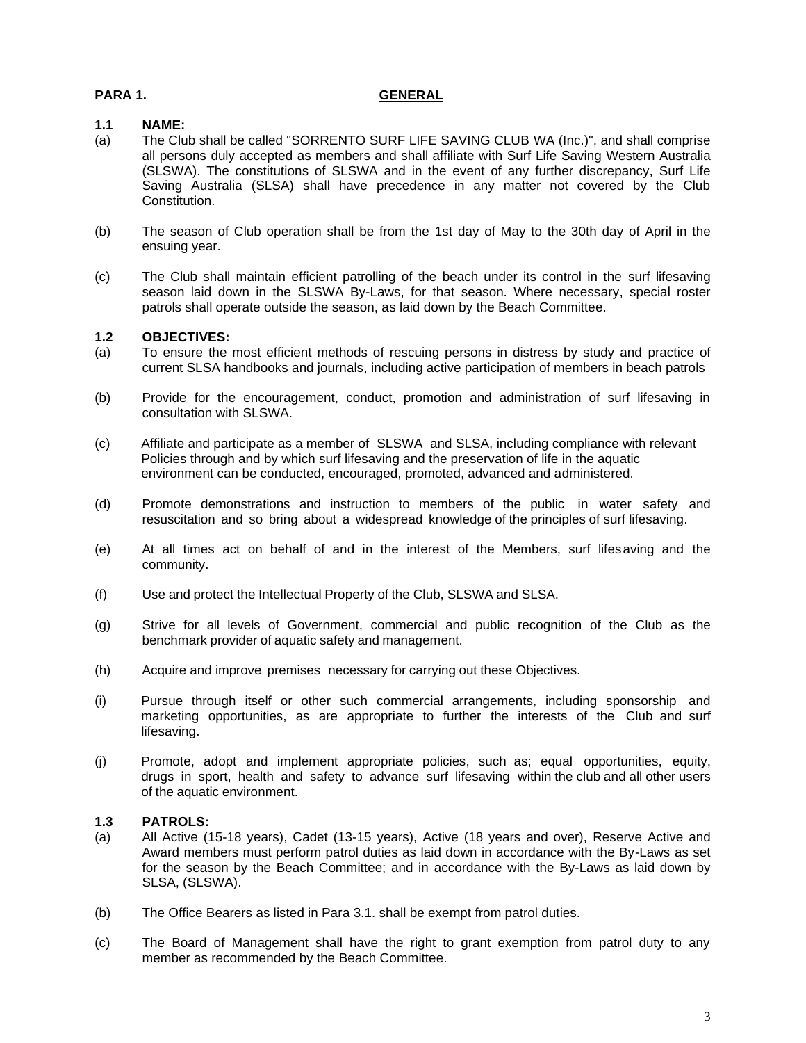## PARA 1. GENERAL

### 1.1 NAME:

(a) The Club shall be called "SORRENTO SURF LIFE SAVING CLUB WA (Inc.)", and shall comprise all persons duly accepted as members and shall affiliate with Surf Life Saving Western Australia (SLSWA). The constitutions of SLSWA and in the event of any further discrepancy, Surf Life Saving Australia (SLSA) shall have precedence in any matter not covered by the Club Constitution.

(b) The season of Club operation shall be from the 1st day of May to the 30th day of April in the ensuing year.

(c) The Club shall maintain efficient patrolling of the beach under its control in the surf lifesaving season laid down in the SLSWA By-Laws, for that season. Where necessary, special roster patrols shall operate outside the season, as laid down by the Beach Committee.

### 1.2 OBJECTIVES:

(a) To ensure the most efficient methods of rescuing persons in distress by study and practice of current SLSA handbooks and journals, including active participation of members in beach patrols

(b) Provide for the encouragement, conduct, promotion and administration of surf lifesaving in consultation with SLSWA.

(c) Affiliate and participate as a member of SLSWA and SLSA, including compliance with relevant Policies through and by which surf lifesaving and the preservation of life in the aquatic environment can be conducted, encouraged, promoted, advanced and administered.

(d) Promote demonstrations and instruction to members of the public in water safety and resuscitation and so bring about a widespread knowledge of the principles of surf lifesaving.

(e) At all times act on behalf of and in the interest of the Members, surf lifesaving and the community.

(f) Use and protect the Intellectual Property of the Club, SLSWA and SLSA.

(g) Strive for all levels of Government, commercial and public recognition of the Club as the benchmark provider of aquatic safety and management.

(h) Acquire and improve premises necessary for carrying out these Objectives.

(i) Pursue through itself or other such commercial arrangements, including sponsorship and marketing opportunities, as are appropriate to further the interests of the Club and surf lifesaving.

(j) Promote, adopt and implement appropriate policies, such as; equal opportunities, equity, drugs in sport, health and safety to advance surf lifesaving within the club and all other users of the aquatic environment.

### 1.3 PATROLS:

(a) All Active (15-18 years), Cadet (13-15 years), Active (18 years and over), Reserve Active and Award members must perform patrol duties as laid down in accordance with the By-Laws as set for the season by the Beach Committee; and in accordance with the By-Laws as laid down by SLSA, (SLSWA).

(b) The Office Bearers as listed in Para 3.1. shall be exempt from patrol duties.

(c) The Board of Management shall have the right to grant exemption from patrol duty to any member as recommended by the Beach Committee.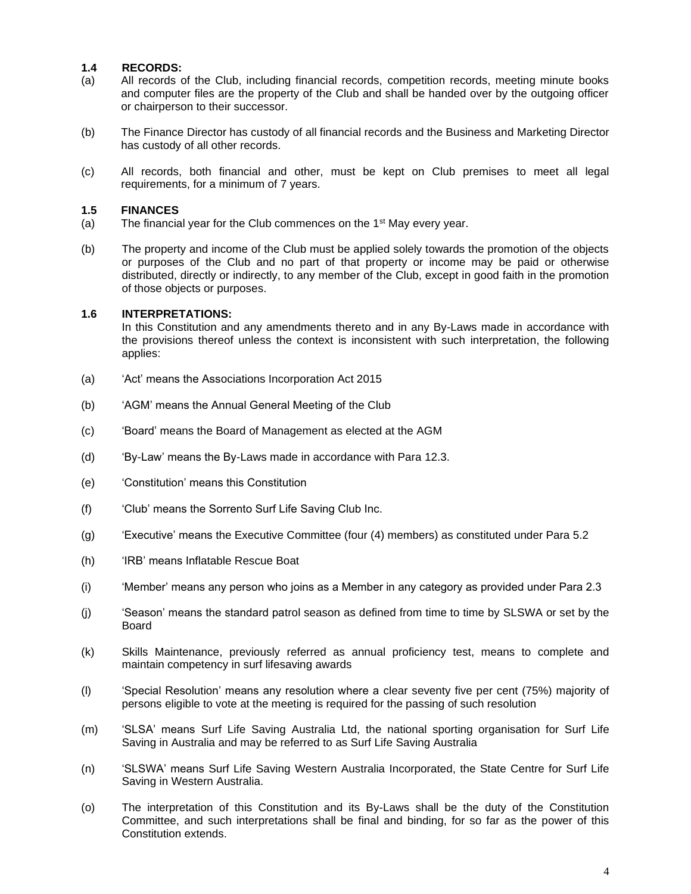### 1.4 RECORDS:

(a) All records of the Club, including financial records, competition records, meeting minute books and computer files are the property of the Club and shall be handed over by the outgoing officer or chairperson to their successor.

(b) The Finance Director has custody of all financial records and the Business and Marketing Director has custody of all other records.

(c) All records, both financial and other, must be kept on Club premises to meet all legal requirements, for a minimum of 7 years.

### 1.5 FINANCES

(a) The financial year for the Club commences on the 1st May every year.

(b) The property and income of the Club must be applied solely towards the promotion of the objects or purposes of the Club and no part of that property or income may be paid or otherwise distributed, directly or indirectly, to any member of the Club, except in good faith in the promotion of those objects or purposes.

### 1.6 INTERPRETATIONS:

In this Constitution and any amendments thereto and in any By-Laws made in accordance with the provisions thereof unless the context is inconsistent with such interpretation, the following applies:

(a) 'Act' means the Associations Incorporation Act 2015

(b) 'AGM' means the Annual General Meeting of the Club

(c) 'Board' means the Board of Management as elected at the AGM

(d) 'By-Law' means the By-Laws made in accordance with Para 12.3.

(e) 'Constitution' means this Constitution

(f) 'Club' means the Sorrento Surf Life Saving Club Inc.

(g) 'Executive' means the Executive Committee (four (4) members) as constituted under Para 5.2

(h) 'IRB' means Inflatable Rescue Boat

(i) 'Member' means any person who joins as a Member in any category as provided under Para 2.3

(j) 'Season' means the standard patrol season as defined from time to time by SLSWA or set by the Board

(k) Skills Maintenance, previously referred as annual proficiency test, means to complete and maintain competency in surf lifesaving awards

(l) 'Special Resolution' means any resolution where a clear seventy five per cent (75%) majority of persons eligible to vote at the meeting is required for the passing of such resolution

(m) 'SLSA' means Surf Life Saving Australia Ltd, the national sporting organisation for Surf Life Saving in Australia and may be referred to as Surf Life Saving Australia

(n) 'SLSWA' means Surf Life Saving Western Australia Incorporated, the State Centre for Surf Life Saving in Western Australia.

(o) The interpretation of this Constitution and its By-Laws shall be the duty of the Constitution Committee, and such interpretations shall be final and binding, for so far as the power of this Constitution extends.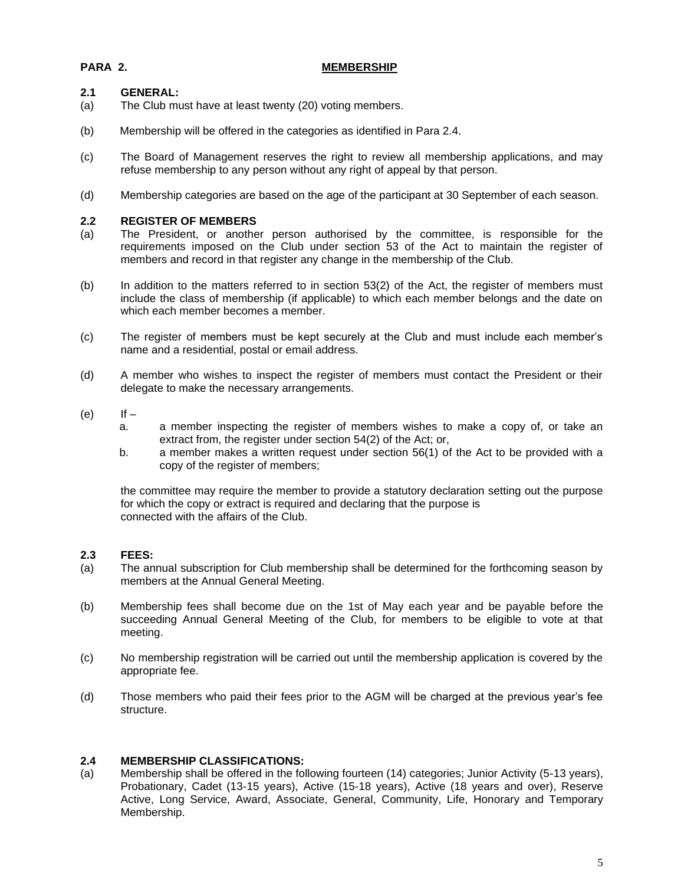## PARA 2. MEMBERSHIP

### 2.1 GENERAL:

(a) The Club must have at least twenty (20) voting members.

(b) Membership will be offered in the categories as identified in Para 2.4.

(c) The Board of Management reserves the right to review all membership applications, and may refuse membership to any person without any right of appeal by that person.

(d) Membership categories are based on the age of the participant at 30 September of each season.

### 2.2 REGISTER OF MEMBERS

(a) The President, or another person authorised by the committee, is responsible for the requirements imposed on the Club under section 53 of the Act to maintain the register of members and record in that register any change in the membership of the Club.

(b) In addition to the matters referred to in section 53(2) of the Act, the register of members must include the class of membership (if applicable) to which each member belongs and the date on which each member becomes a member.

(c) The register of members must be kept securely at the Club and must include each member's name and a residential, postal or email address.

(d) A member who wishes to inspect the register of members must contact the President or their delegate to make the necessary arrangements.

(e) If –

  a. a member inspecting the register of members wishes to make a copy of, or take an extract from, the register under section 54(2) of the Act; or,
  b. a member makes a written request under section 56(1) of the Act to be provided with a copy of the register of members;

the committee may require the member to provide a statutory declaration setting out the purpose for which the copy or extract is required and declaring that the purpose is connected with the affairs of the Club.

### 2.3 FEES:

(a) The annual subscription for Club membership shall be determined for the forthcoming season by members at the Annual General Meeting.

(b) Membership fees shall become due on the 1st of May each year and be payable before the succeeding Annual General Meeting of the Club, for members to be eligible to vote at that meeting.

(c) No membership registration will be carried out until the membership application is covered by the appropriate fee.

(d) Those members who paid their fees prior to the AGM will be charged at the previous year's fee structure.

### 2.4 MEMBERSHIP CLASSIFICATIONS:

(a) Membership shall be offered in the following fourteen (14) categories; Junior Activity (5-13 years), Probationary, Cadet (13-15 years), Active (15-18 years), Active (18 years and over), Reserve Active, Long Service, Award, Associate, General, Community, Life, Honorary and Temporary Membership.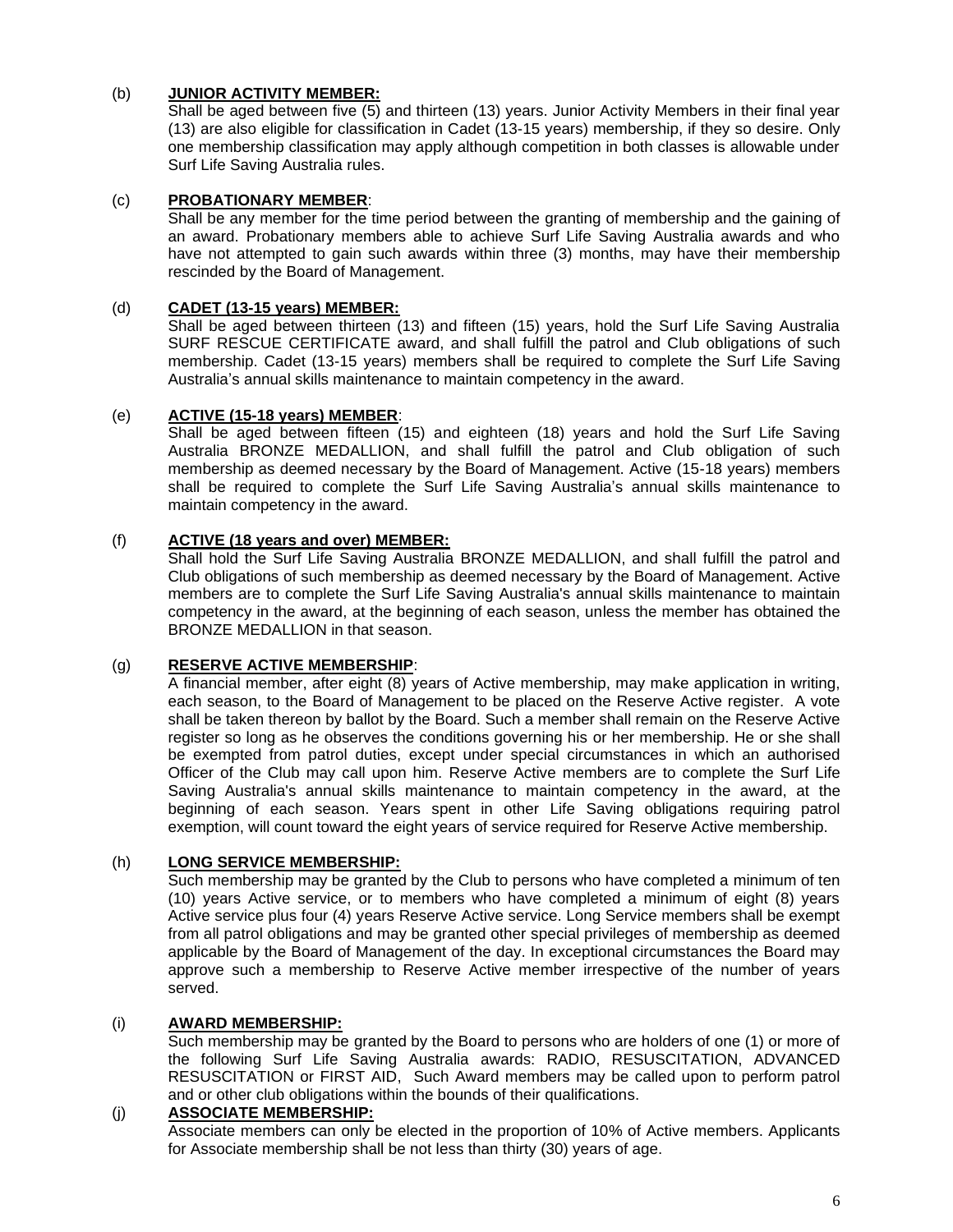(b) **JUNIOR ACTIVITY MEMBER:**

Shall be aged between five (5) and thirteen (13) years. Junior Activity Members in their final year (13) are also eligible for classification in Cadet (13-15 years) membership, if they so desire. Only one membership classification may apply although competition in both classes is allowable under Surf Life Saving Australia rules.

(c) **PROBATIONARY MEMBER**:

Shall be any member for the time period between the granting of membership and the gaining of an award. Probationary members able to achieve Surf Life Saving Australia awards and who have not attempted to gain such awards within three (3) months, may have their membership rescinded by the Board of Management.

(d) **CADET (13-15 years) MEMBER:**

Shall be aged between thirteen (13) and fifteen (15) years, hold the Surf Life Saving Australia SURF RESCUE CERTIFICATE award, and shall fulfill the patrol and Club obligations of such membership. Cadet (13-15 years) members shall be required to complete the Surf Life Saving Australia's annual skills maintenance to maintain competency in the award.

(e) **ACTIVE (15-18 years) MEMBER**:

Shall be aged between fifteen (15) and eighteen (18) years and hold the Surf Life Saving Australia BRONZE MEDALLION, and shall fulfill the patrol and Club obligation of such membership as deemed necessary by the Board of Management. Active (15-18 years) members shall be required to complete the Surf Life Saving Australia's annual skills maintenance to maintain competency in the award.

(f) **ACTIVE (18 years and over) MEMBER:**

Shall hold the Surf Life Saving Australia BRONZE MEDALLION, and shall fulfill the patrol and Club obligations of such membership as deemed necessary by the Board of Management. Active members are to complete the Surf Life Saving Australia's annual skills maintenance to maintain competency in the award, at the beginning of each season, unless the member has obtained the BRONZE MEDALLION in that season.

(g) **RESERVE ACTIVE MEMBERSHIP**:

A financial member, after eight (8) years of Active membership, may make application in writing, each season, to the Board of Management to be placed on the Reserve Active register. A vote shall be taken thereon by ballot by the Board. Such a member shall remain on the Reserve Active register so long as he observes the conditions governing his or her membership. He or she shall be exempted from patrol duties, except under special circumstances in which an authorised Officer of the Club may call upon him. Reserve Active members are to complete the Surf Life Saving Australia's annual skills maintenance to maintain competency in the award, at the beginning of each season. Years spent in other Life Saving obligations requiring patrol exemption, will count toward the eight years of service required for Reserve Active membership.

(h) **LONG SERVICE MEMBERSHIP:**

Such membership may be granted by the Club to persons who have completed a minimum of ten (10) years Active service, or to members who have completed a minimum of eight (8) years Active service plus four (4) years Reserve Active service. Long Service members shall be exempt from all patrol obligations and may be granted other special privileges of membership as deemed applicable by the Board of Management of the day. In exceptional circumstances the Board may approve such a membership to Reserve Active member irrespective of the number of years served.

(i) **AWARD MEMBERSHIP:**

Such membership may be granted by the Board to persons who are holders of one (1) or more of the following Surf Life Saving Australia awards: RADIO, RESUSCITATION, ADVANCED RESUSCITATION or FIRST AID, Such Award members may be called upon to perform patrol and or other club obligations within the bounds of their qualifications.

(j) **ASSOCIATE MEMBERSHIP:**

Associate members can only be elected in the proportion of 10% of Active members. Applicants for Associate membership shall be not less than thirty (30) years of age.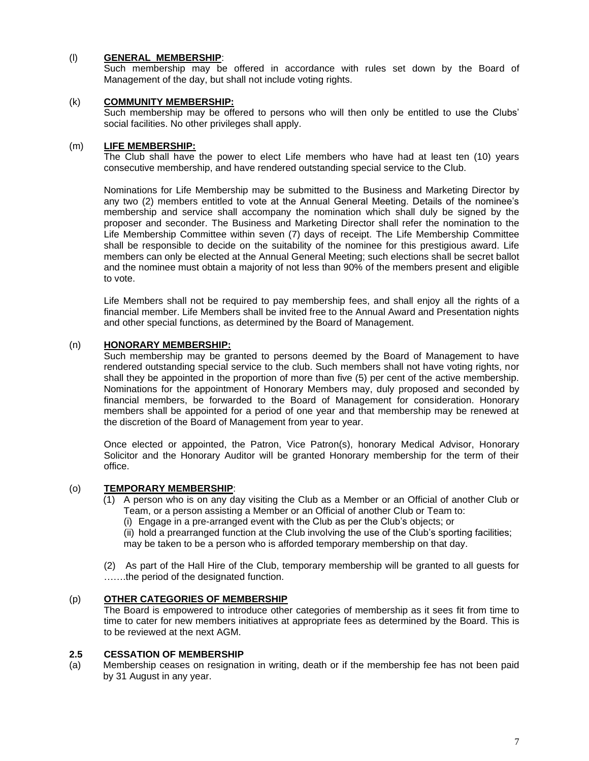(l) **GENERAL MEMBERSHIP**:

Such membership may be offered in accordance with rules set down by the Board of Management of the day, but shall not include voting rights.

(k) **COMMUNITY MEMBERSHIP:**

Such membership may be offered to persons who will then only be entitled to use the Clubs' social facilities. No other privileges shall apply.

(m) **LIFE MEMBERSHIP:**

The Club shall have the power to elect Life members who have had at least ten (10) years consecutive membership, and have rendered outstanding special service to the Club.

Nominations for Life Membership may be submitted to the Business and Marketing Director by any two (2) members entitled to vote at the Annual General Meeting. Details of the nominee's membership and service shall accompany the nomination which shall duly be signed by the proposer and seconder. The Business and Marketing Director shall refer the nomination to the Life Membership Committee within seven (7) days of receipt. The Life Membership Committee shall be responsible to decide on the suitability of the nominee for this prestigious award. Life members can only be elected at the Annual General Meeting; such elections shall be secret ballot and the nominee must obtain a majority of not less than 90% of the members present and eligible to vote.

Life Members shall not be required to pay membership fees, and shall enjoy all the rights of a financial member. Life Members shall be invited free to the Annual Award and Presentation nights and other special functions, as determined by the Board of Management.

(n) **HONORARY MEMBERSHIP:**

Such membership may be granted to persons deemed by the Board of Management to have rendered outstanding special service to the club. Such members shall not have voting rights, nor shall they be appointed in the proportion of more than five (5) per cent of the active membership. Nominations for the appointment of Honorary Members may, duly proposed and seconded by financial members, be forwarded to the Board of Management for consideration. Honorary members shall be appointed for a period of one year and that membership may be renewed at the discretion of the Board of Management from year to year.

Once elected or appointed, the Patron, Vice Patron(s), honorary Medical Advisor, Honorary Solicitor and the Honorary Auditor will be granted Honorary membership for the term of their office.

(o) **TEMPORARY MEMBERSHIP**:

(1) A person who is on any day visiting the Club as a Member or an Official of another Club or Team, or a person assisting a Member or an Official of another Club or Team to:

(i) Engage in a pre-arranged event with the Club as per the Club's objects; or

(ii) hold a prearranged function at the Club involving the use of the Club's sporting facilities; may be taken to be a person who is afforded temporary membership on that day.

(2) As part of the Hall Hire of the Club, temporary membership will be granted to all guests for …….the period of the designated function.

(p) **OTHER CATEGORIES OF MEMBERSHIP**

The Board is empowered to introduce other categories of membership as it sees fit from time to time to cater for new members initiatives at appropriate fees as determined by the Board. This is to be reviewed at the next AGM.

### 2.5 CESSATION OF MEMBERSHIP

(a) Membership ceases on resignation in writing, death or if the membership fee has not been paid by 31 August in any year.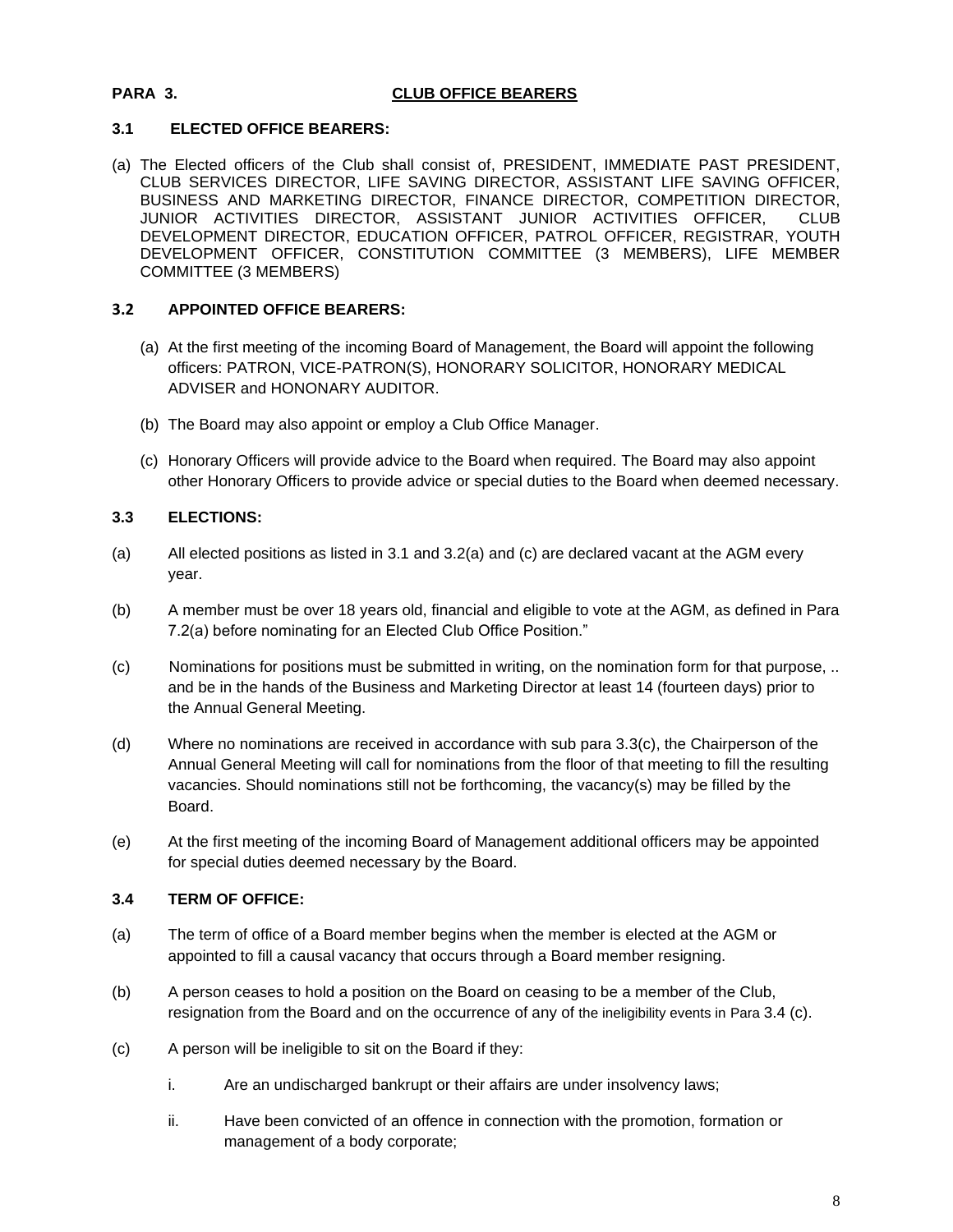**PARA 3. CLUB OFFICE BEARERS**

**3.1 ELECTED OFFICE BEARERS:**

(a) The Elected officers of the Club shall consist of, PRESIDENT, IMMEDIATE PAST PRESIDENT, CLUB SERVICES DIRECTOR, LIFE SAVING DIRECTOR, ASSISTANT LIFE SAVING OFFICER, BUSINESS AND MARKETING DIRECTOR, FINANCE DIRECTOR, COMPETITION DIRECTOR, JUNIOR ACTIVITIES DIRECTOR, ASSISTANT JUNIOR ACTIVITIES OFFICER, CLUB DEVELOPMENT DIRECTOR, EDUCATION OFFICER, PATROL OFFICER, REGISTRAR, YOUTH DEVELOPMENT OFFICER, CONSTITUTION COMMITTEE (3 MEMBERS), LIFE MEMBER COMMITTEE (3 MEMBERS)

**3.2 APPOINTED OFFICE BEARERS:**

(a) At the first meeting of the incoming Board of Management, the Board will appoint the following officers: PATRON, VICE-PATRON(S), HONORARY SOLICITOR, HONORARY MEDICAL ADVISER and HONONARY AUDITOR.

(b) The Board may also appoint or employ a Club Office Manager.

(c) Honorary Officers will provide advice to the Board when required. The Board may also appoint other Honorary Officers to provide advice or special duties to the Board when deemed necessary.

**3.3 ELECTIONS:**

(a) All elected positions as listed in 3.1 and 3.2(a) and (c) are declared vacant at the AGM every year.

(b) A member must be over 18 years old, financial and eligible to vote at the AGM, as defined in Para 7.2(a) before nominating for an Elected Club Office Position."

(c) Nominations for positions must be submitted in writing, on the nomination form for that purpose, .. and be in the hands of the Business and Marketing Director at least 14 (fourteen days) prior to the Annual General Meeting.

(d) Where no nominations are received in accordance with sub para 3.3(c), the Chairperson of the Annual General Meeting will call for nominations from the floor of that meeting to fill the resulting vacancies. Should nominations still not be forthcoming, the vacancy(s) may be filled by the Board.

(e) At the first meeting of the incoming Board of Management additional officers may be appointed for special duties deemed necessary by the Board.

**3.4 TERM OF OFFICE:**

(a) The term of office of a Board member begins when the member is elected at the AGM or appointed to fill a causal vacancy that occurs through a Board member resigning.

(b) A person ceases to hold a position on the Board on ceasing to be a member of the Club, resignation from the Board and on the occurrence of any of the ineligibility events in Para 3.4 (c).

(c) A person will be ineligible to sit on the Board if they:

i. Are an undischarged bankrupt or their affairs are under insolvency laws;

ii. Have been convicted of an offence in connection with the promotion, formation or management of a body corporate;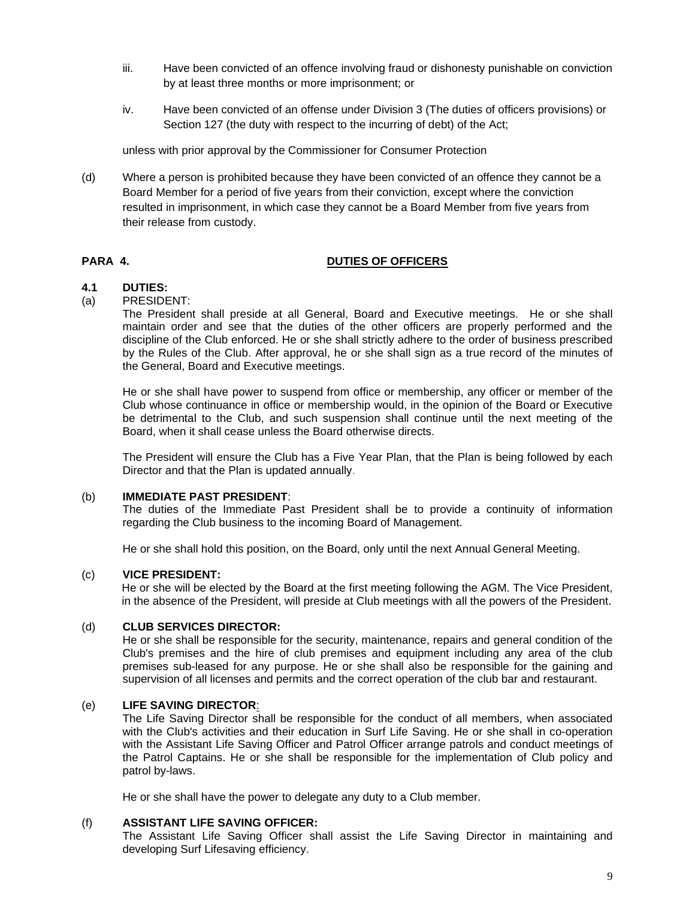iii. Have been convicted of an offence involving fraud or dishonesty punishable on conviction by at least three months or more imprisonment; or

iv. Have been convicted of an offense under Division 3 (The duties of officers provisions) or Section 127 (the duty with respect to the incurring of debt) of the Act;

unless with prior approval by the Commissioner for Consumer Protection

(d) Where a person is prohibited because they have been convicted of an offence they cannot be a Board Member for a period of five years from their conviction, except where the conviction resulted in imprisonment, in which case they cannot be a Board Member from five years from their release from custody.

## PARA 4. DUTIES OF OFFICERS

### 4.1 DUTIES:

(a) PRESIDENT:

The President shall preside at all General, Board and Executive meetings. He or she shall maintain order and see that the duties of the other officers are properly performed and the discipline of the Club enforced. He or she shall strictly adhere to the order of business prescribed by the Rules of the Club. After approval, he or she shall sign as a true record of the minutes of the General, Board and Executive meetings.

He or she shall have power to suspend from office or membership, any officer or member of the Club whose continuance in office or membership would, in the opinion of the Board or Executive be detrimental to the Club, and such suspension shall continue until the next meeting of the Board, when it shall cease unless the Board otherwise directs.

The President will ensure the Club has a Five Year Plan, that the Plan is being followed by each Director and that the Plan is updated annually.

(b) **IMMEDIATE PAST PRESIDENT**:

The duties of the Immediate Past President shall be to provide a continuity of information regarding the Club business to the incoming Board of Management.

He or she shall hold this position, on the Board, only until the next Annual General Meeting.

(c) **VICE PRESIDENT:**

He or she will be elected by the Board at the first meeting following the AGM. The Vice President, in the absence of the President, will preside at Club meetings with all the powers of the President.

(d) **CLUB SERVICES DIRECTOR:**

He or she shall be responsible for the security, maintenance, repairs and general condition of the Club's premises and the hire of club premises and equipment including any area of the club premises sub-leased for any purpose. He or she shall also be responsible for the gaining and supervision of all licenses and permits and the correct operation of the club bar and restaurant.

(e) **LIFE SAVING DIRECTOR**:

The Life Saving Director shall be responsible for the conduct of all members, when associated with the Club's activities and their education in Surf Life Saving. He or she shall in co-operation with the Assistant Life Saving Officer and Patrol Officer arrange patrols and conduct meetings of the Patrol Captains. He or she shall be responsible for the implementation of Club policy and patrol by-laws.

He or she shall have the power to delegate any duty to a Club member.

(f) **ASSISTANT LIFE SAVING OFFICER:**

The Assistant Life Saving Officer shall assist the Life Saving Director in maintaining and developing Surf Lifesaving efficiency.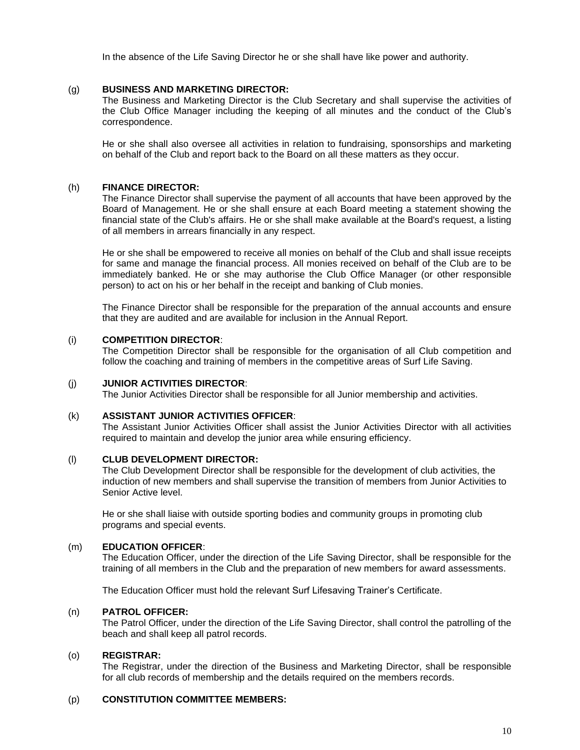In the absence of the Life Saving Director he or she shall have like power and authority.

(g) **BUSINESS AND MARKETING DIRECTOR:**
The Business and Marketing Director is the Club Secretary and shall supervise the activities of the Club Office Manager including the keeping of all minutes and the conduct of the Club's correspondence.

He or she shall also oversee all activities in relation to fundraising, sponsorships and marketing on behalf of the Club and report back to the Board on all these matters as they occur.

(h) **FINANCE DIRECTOR:**
The Finance Director shall supervise the payment of all accounts that have been approved by the Board of Management. He or she shall ensure at each Board meeting a statement showing the financial state of the Club's affairs. He or she shall make available at the Board's request, a listing of all members in arrears financially in any respect.

He or she shall be empowered to receive all monies on behalf of the Club and shall issue receipts for same and manage the financial process. All monies received on behalf of the Club are to be immediately banked. He or she may authorise the Club Office Manager (or other responsible person) to act on his or her behalf in the receipt and banking of Club monies.

The Finance Director shall be responsible for the preparation of the annual accounts and ensure that they are audited and are available for inclusion in the Annual Report.

(i) **COMPETITION DIRECTOR**:
The Competition Director shall be responsible for the organisation of all Club competition and follow the coaching and training of members in the competitive areas of Surf Life Saving.

(j) **JUNIOR ACTIVITIES DIRECTOR**:
The Junior Activities Director shall be responsible for all Junior membership and activities.

(k) **ASSISTANT JUNIOR ACTIVITIES OFFICER**:
The Assistant Junior Activities Officer shall assist the Junior Activities Director with all activities required to maintain and develop the junior area while ensuring efficiency.

(l) **CLUB DEVELOPMENT DIRECTOR:**
The Club Development Director shall be responsible for the development of club activities, the induction of new members and shall supervise the transition of members from Junior Activities to Senior Active level.

He or she shall liaise with outside sporting bodies and community groups in promoting club programs and special events.

(m) **EDUCATION OFFICER**:
The Education Officer, under the direction of the Life Saving Director, shall be responsible for the training of all members in the Club and the preparation of new members for award assessments.

The Education Officer must hold the relevant Surf Lifesaving Trainer's Certificate.

(n) **PATROL OFFICER:**
The Patrol Officer, under the direction of the Life Saving Director, shall control the patrolling of the beach and shall keep all patrol records.

(o) **REGISTRAR:**
The Registrar, under the direction of the Business and Marketing Director, shall be responsible for all club records of membership and the details required on the members records.

(p) **CONSTITUTION COMMITTEE MEMBERS:**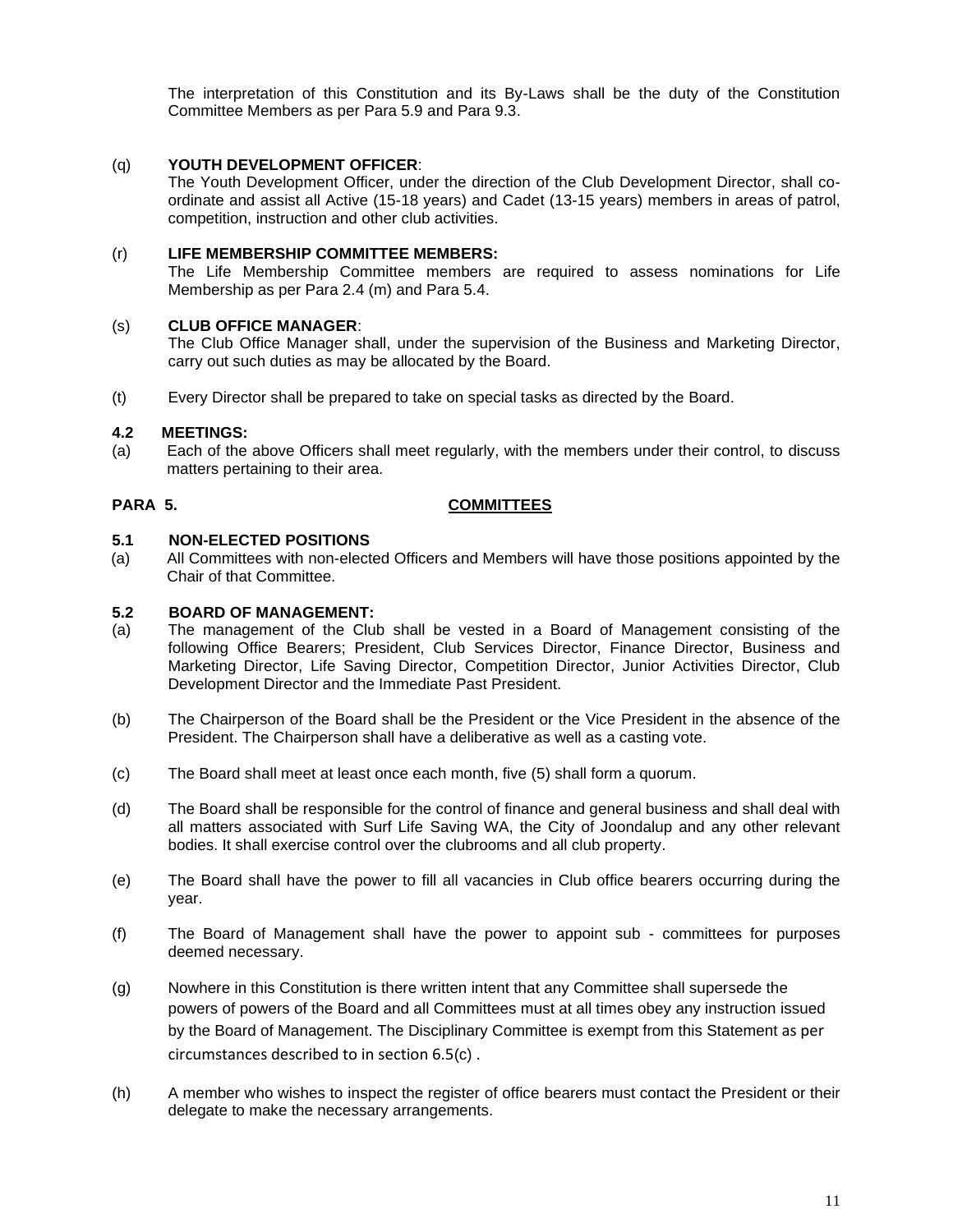The interpretation of this Constitution and its By-Laws shall be the duty of the Constitution Committee Members as per Para 5.9 and Para 9.3.

(q) **YOUTH DEVELOPMENT OFFICER**:
The Youth Development Officer, under the direction of the Club Development Director, shall co-ordinate and assist all Active (15-18 years) and Cadet (13-15 years) members in areas of patrol, competition, instruction and other club activities.

(r) **LIFE MEMBERSHIP COMMITTEE MEMBERS:**
The Life Membership Committee members are required to assess nominations for Life Membership as per Para 2.4 (m) and Para 5.4.

(s) **CLUB OFFICE MANAGER**:
The Club Office Manager shall, under the supervision of the Business and Marketing Director, carry out such duties as may be allocated by the Board.

(t) Every Director shall be prepared to take on special tasks as directed by the Board.

**4.2 MEETINGS:**

(a) Each of the above Officers shall meet regularly, with the members under their control, to discuss matters pertaining to their area.

## PARA 5. COMMITTEES

**5.1 NON-ELECTED POSITIONS**

(a) All Committees with non-elected Officers and Members will have those positions appointed by the Chair of that Committee.

**5.2 BOARD OF MANAGEMENT:**

(a) The management of the Club shall be vested in a Board of Management consisting of the following Office Bearers; President, Club Services Director, Finance Director, Business and Marketing Director, Life Saving Director, Competition Director, Junior Activities Director, Club Development Director and the Immediate Past President.

(b) The Chairperson of the Board shall be the President or the Vice President in the absence of the President. The Chairperson shall have a deliberative as well as a casting vote.

(c) The Board shall meet at least once each month, five (5) shall form a quorum.

(d) The Board shall be responsible for the control of finance and general business and shall deal with all matters associated with Surf Life Saving WA, the City of Joondalup and any other relevant bodies. It shall exercise control over the clubrooms and all club property.

(e) The Board shall have the power to fill all vacancies in Club office bearers occurring during the year.

(f) The Board of Management shall have the power to appoint sub - committees for purposes deemed necessary.

(g) Nowhere in this Constitution is there written intent that any Committee shall supersede the powers of powers of the Board and all Committees must at all times obey any instruction issued by the Board of Management. The Disciplinary Committee is exempt from this Statement as per circumstances described to in section 6.5(c) .

(h) A member who wishes to inspect the register of office bearers must contact the President or their delegate to make the necessary arrangements.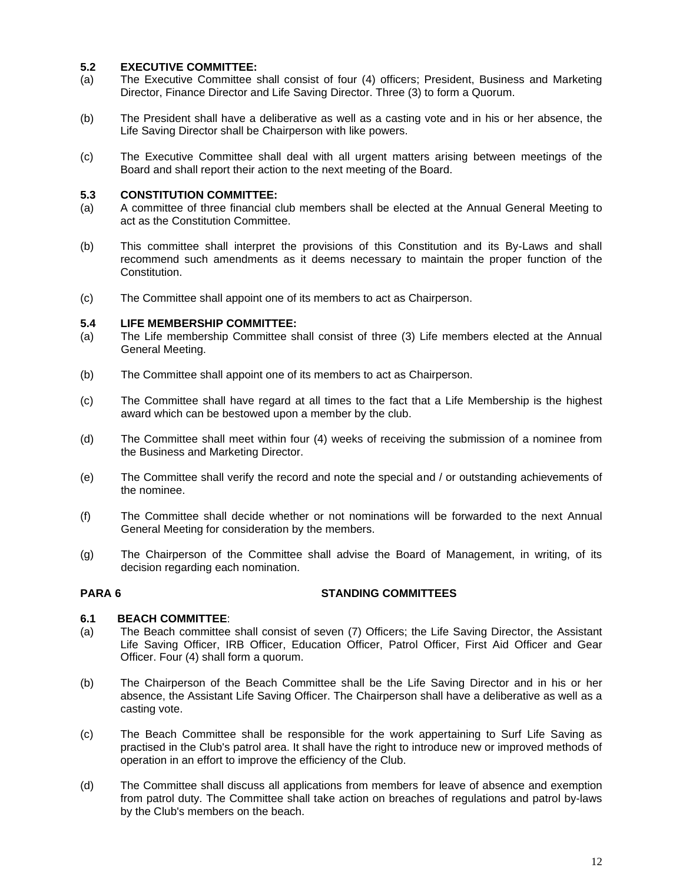### 5.2 EXECUTIVE COMMITTEE:

(a) The Executive Committee shall consist of four (4) officers; President, Business and Marketing Director, Finance Director and Life Saving Director. Three (3) to form a Quorum.

(b) The President shall have a deliberative as well as a casting vote and in his or her absence, the Life Saving Director shall be Chairperson with like powers.

(c) The Executive Committee shall deal with all urgent matters arising between meetings of the Board and shall report their action to the next meeting of the Board.

### 5.3 CONSTITUTION COMMITTEE:

(a) A committee of three financial club members shall be elected at the Annual General Meeting to act as the Constitution Committee.

(b) This committee shall interpret the provisions of this Constitution and its By-Laws and shall recommend such amendments as it deems necessary to maintain the proper function of the Constitution.

(c) The Committee shall appoint one of its members to act as Chairperson.

### 5.4 LIFE MEMBERSHIP COMMITTEE:

(a) The Life membership Committee shall consist of three (3) Life members elected at the Annual General Meeting.

(b) The Committee shall appoint one of its members to act as Chairperson.

(c) The Committee shall have regard at all times to the fact that a Life Membership is the highest award which can be bestowed upon a member by the club.

(d) The Committee shall meet within four (4) weeks of receiving the submission of a nominee from the Business and Marketing Director.

(e) The Committee shall verify the record and note the special and / or outstanding achievements of the nominee.

(f) The Committee shall decide whether or not nominations will be forwarded to the next Annual General Meeting for consideration by the members.

(g) The Chairperson of the Committee shall advise the Board of Management, in writing, of its decision regarding each nomination.

## PARA 6 STANDING COMMITTEES

### 6.1 BEACH COMMITTEE:

(a) The Beach committee shall consist of seven (7) Officers; the Life Saving Director, the Assistant Life Saving Officer, IRB Officer, Education Officer, Patrol Officer, First Aid Officer and Gear Officer. Four (4) shall form a quorum.

(b) The Chairperson of the Beach Committee shall be the Life Saving Director and in his or her absence, the Assistant Life Saving Officer. The Chairperson shall have a deliberative as well as a casting vote.

(c) The Beach Committee shall be responsible for the work appertaining to Surf Life Saving as practised in the Club's patrol area. It shall have the right to introduce new or improved methods of operation in an effort to improve the efficiency of the Club.

(d) The Committee shall discuss all applications from members for leave of absence and exemption from patrol duty. The Committee shall take action on breaches of regulations and patrol by-laws by the Club's members on the beach.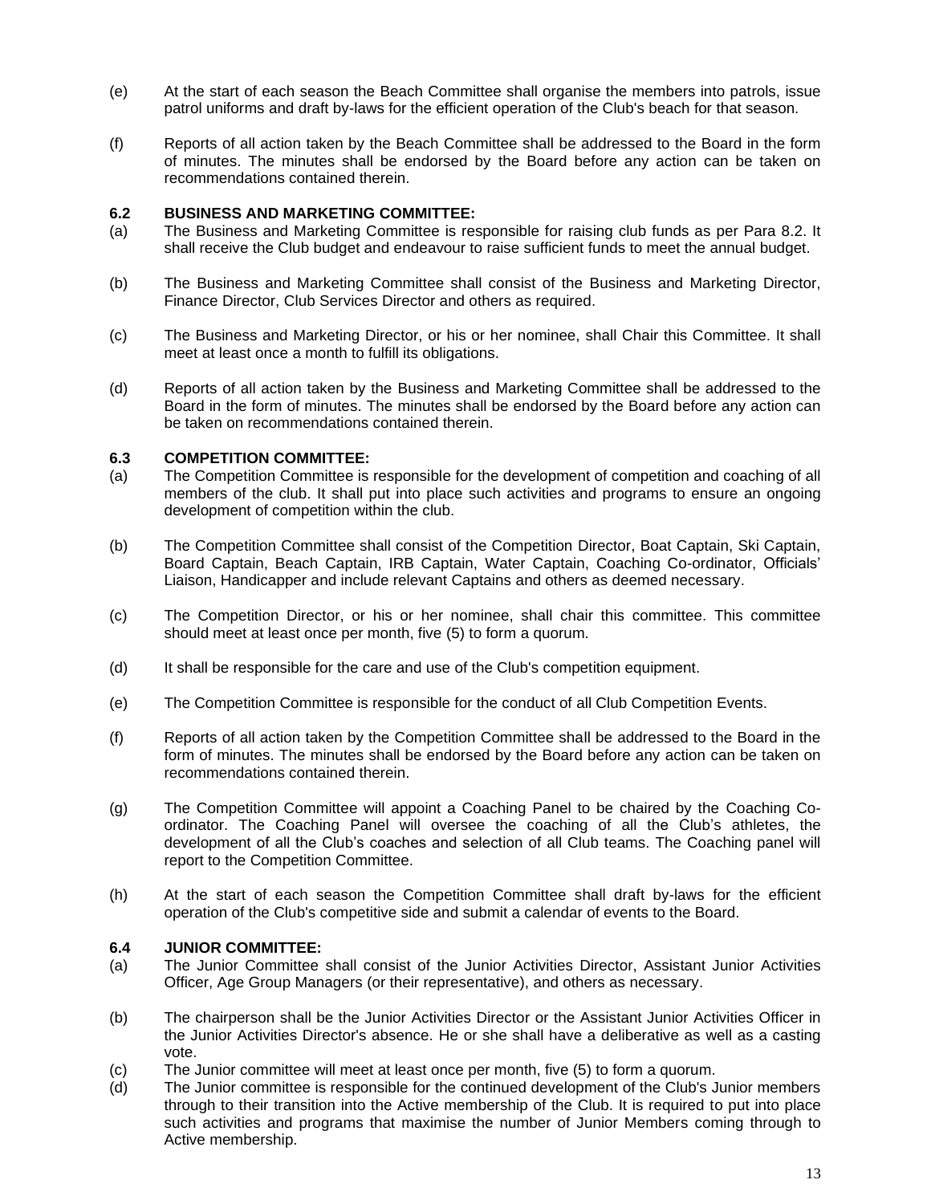(e) At the start of each season the Beach Committee shall organise the members into patrols, issue patrol uniforms and draft by-laws for the efficient operation of the Club's beach for that season.

(f) Reports of all action taken by the Beach Committee shall be addressed to the Board in the form of minutes. The minutes shall be endorsed by the Board before any action can be taken on recommendations contained therein.

### 6.2 BUSINESS AND MARKETING COMMITTEE:

(a) The Business and Marketing Committee is responsible for raising club funds as per Para 8.2. It shall receive the Club budget and endeavour to raise sufficient funds to meet the annual budget.

(b) The Business and Marketing Committee shall consist of the Business and Marketing Director, Finance Director, Club Services Director and others as required.

(c) The Business and Marketing Director, or his or her nominee, shall Chair this Committee. It shall meet at least once a month to fulfill its obligations.

(d) Reports of all action taken by the Business and Marketing Committee shall be addressed to the Board in the form of minutes. The minutes shall be endorsed by the Board before any action can be taken on recommendations contained therein.

### 6.3 COMPETITION COMMITTEE:

(a) The Competition Committee is responsible for the development of competition and coaching of all members of the club. It shall put into place such activities and programs to ensure an ongoing development of competition within the club.

(b) The Competition Committee shall consist of the Competition Director, Boat Captain, Ski Captain, Board Captain, Beach Captain, IRB Captain, Water Captain, Coaching Co-ordinator, Officials' Liaison, Handicapper and include relevant Captains and others as deemed necessary.

(c) The Competition Director, or his or her nominee, shall chair this committee. This committee should meet at least once per month, five (5) to form a quorum.

(d) It shall be responsible for the care and use of the Club's competition equipment.

(e) The Competition Committee is responsible for the conduct of all Club Competition Events.

(f) Reports of all action taken by the Competition Committee shall be addressed to the Board in the form of minutes. The minutes shall be endorsed by the Board before any action can be taken on recommendations contained therein.

(g) The Competition Committee will appoint a Coaching Panel to be chaired by the Coaching Co-ordinator. The Coaching Panel will oversee the coaching of all the Club's athletes, the development of all the Club's coaches and selection of all Club teams. The Coaching panel will report to the Competition Committee.

(h) At the start of each season the Competition Committee shall draft by-laws for the efficient operation of the Club's competitive side and submit a calendar of events to the Board.

### 6.4 JUNIOR COMMITTEE:

(a) The Junior Committee shall consist of the Junior Activities Director, Assistant Junior Activities Officer, Age Group Managers (or their representative), and others as necessary.

(b) The chairperson shall be the Junior Activities Director or the Assistant Junior Activities Officer in the Junior Activities Director's absence. He or she shall have a deliberative as well as a casting vote.

(c) The Junior committee will meet at least once per month, five (5) to form a quorum.

(d) The Junior committee is responsible for the continued development of the Club's Junior members through to their transition into the Active membership of the Club. It is required to put into place such activities and programs that maximise the number of Junior Members coming through to Active membership.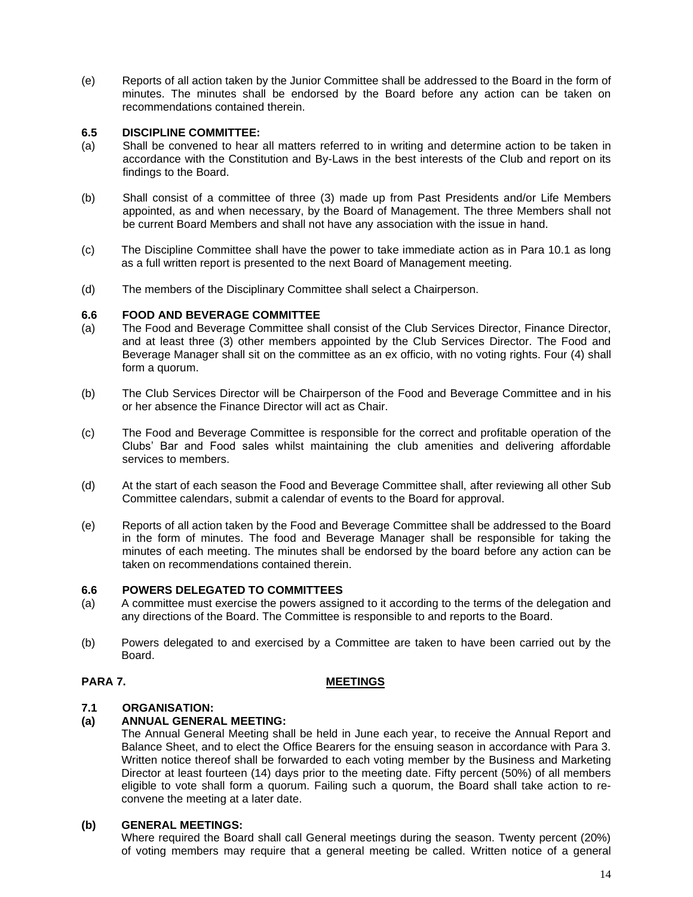(e) Reports of all action taken by the Junior Committee shall be addressed to the Board in the form of minutes. The minutes shall be endorsed by the Board before any action can be taken on recommendations contained therein.

**6.5 DISCIPLINE COMMITTEE:**

(a) Shall be convened to hear all matters referred to in writing and determine action to be taken in accordance with the Constitution and By-Laws in the best interests of the Club and report on its findings to the Board.

(b) Shall consist of a committee of three (3) made up from Past Presidents and/or Life Members appointed, as and when necessary, by the Board of Management. The three Members shall not be current Board Members and shall not have any association with the issue in hand.

(c) The Discipline Committee shall have the power to take immediate action as in Para 10.1 as long as a full written report is presented to the next Board of Management meeting.

(d) The members of the Disciplinary Committee shall select a Chairperson.

**6.6 FOOD AND BEVERAGE COMMITTEE**

(a) The Food and Beverage Committee shall consist of the Club Services Director, Finance Director, and at least three (3) other members appointed by the Club Services Director. The Food and Beverage Manager shall sit on the committee as an ex officio, with no voting rights. Four (4) shall form a quorum.

(b) The Club Services Director will be Chairperson of the Food and Beverage Committee and in his or her absence the Finance Director will act as Chair.

(c) The Food and Beverage Committee is responsible for the correct and profitable operation of the Clubs' Bar and Food sales whilst maintaining the club amenities and delivering affordable services to members.

(d) At the start of each season the Food and Beverage Committee shall, after reviewing all other Sub Committee calendars, submit a calendar of events to the Board for approval.

(e) Reports of all action taken by the Food and Beverage Committee shall be addressed to the Board in the form of minutes. The food and Beverage Manager shall be responsible for taking the minutes of each meeting. The minutes shall be endorsed by the board before any action can be taken on recommendations contained therein.

**6.6 POWERS DELEGATED TO COMMITTEES**

(a) A committee must exercise the powers assigned to it according to the terms of the delegation and any directions of the Board. The Committee is responsible to and reports to the Board.

(b) Powers delegated to and exercised by a Committee are taken to have been carried out by the Board.

## PARA 7. MEETINGS

**7.1 ORGANISATION:**

**(a) ANNUAL GENERAL MEETING:**

The Annual General Meeting shall be held in June each year, to receive the Annual Report and Balance Sheet, and to elect the Office Bearers for the ensuing season in accordance with Para 3. Written notice thereof shall be forwarded to each voting member by the Business and Marketing Director at least fourteen (14) days prior to the meeting date. Fifty percent (50%) of all members eligible to vote shall form a quorum. Failing such a quorum, the Board shall take action to re-convene the meeting at a later date.

**(b) GENERAL MEETINGS:**

Where required the Board shall call General meetings during the season. Twenty percent (20%) of voting members may require that a general meeting be called. Written notice of a general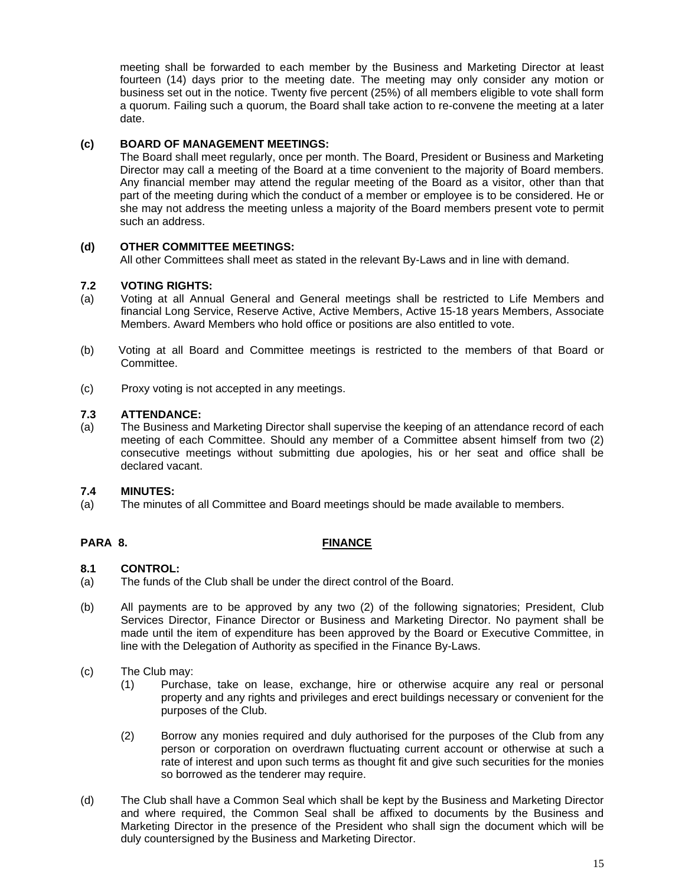meeting shall be forwarded to each member by the Business and Marketing Director at least fourteen (14) days prior to the meeting date. The meeting may only consider any motion or business set out in the notice. Twenty five percent (25%) of all members eligible to vote shall form a quorum. Failing such a quorum, the Board shall take action to re-convene the meeting at a later date.

**(c) BOARD OF MANAGEMENT MEETINGS:**

The Board shall meet regularly, once per month. The Board, President or Business and Marketing Director may call a meeting of the Board at a time convenient to the majority of Board members. Any financial member may attend the regular meeting of the Board as a visitor, other than that part of the meeting during which the conduct of a member or employee is to be considered. He or she may not address the meeting unless a majority of the Board members present vote to permit such an address.

**(d) OTHER COMMITTEE MEETINGS:**

All other Committees shall meet as stated in the relevant By-Laws and in line with demand.

**7.2 VOTING RIGHTS:**

(a) Voting at all Annual General and General meetings shall be restricted to Life Members and financial Long Service, Reserve Active, Active Members, Active 15-18 years Members, Associate Members. Award Members who hold office or positions are also entitled to vote.

(b) Voting at all Board and Committee meetings is restricted to the members of that Board or Committee.

(c) Proxy voting is not accepted in any meetings.

**7.3 ATTENDANCE:**

(a) The Business and Marketing Director shall supervise the keeping of an attendance record of each meeting of each Committee. Should any member of a Committee absent himself from two (2) consecutive meetings without submitting due apologies, his or her seat and office shall be declared vacant.

**7.4 MINUTES:**

(a) The minutes of all Committee and Board meetings should be made available to members.

## PARA 8. FINANCE

**8.1 CONTROL:**

(a) The funds of the Club shall be under the direct control of the Board.

(b) All payments are to be approved by any two (2) of the following signatories; President, Club Services Director, Finance Director or Business and Marketing Director. No payment shall be made until the item of expenditure has been approved by the Board or Executive Committee, in line with the Delegation of Authority as specified in the Finance By-Laws.

(c) The Club may:

(1) Purchase, take on lease, exchange, hire or otherwise acquire any real or personal property and any rights and privileges and erect buildings necessary or convenient for the purposes of the Club.

(2) Borrow any monies required and duly authorised for the purposes of the Club from any person or corporation on overdrawn fluctuating current account or otherwise at such a rate of interest and upon such terms as thought fit and give such securities for the monies so borrowed as the tenderer may require.

(d) The Club shall have a Common Seal which shall be kept by the Business and Marketing Director and where required, the Common Seal shall be affixed to documents by the Business and Marketing Director in the presence of the President who shall sign the document which will be duly countersigned by the Business and Marketing Director.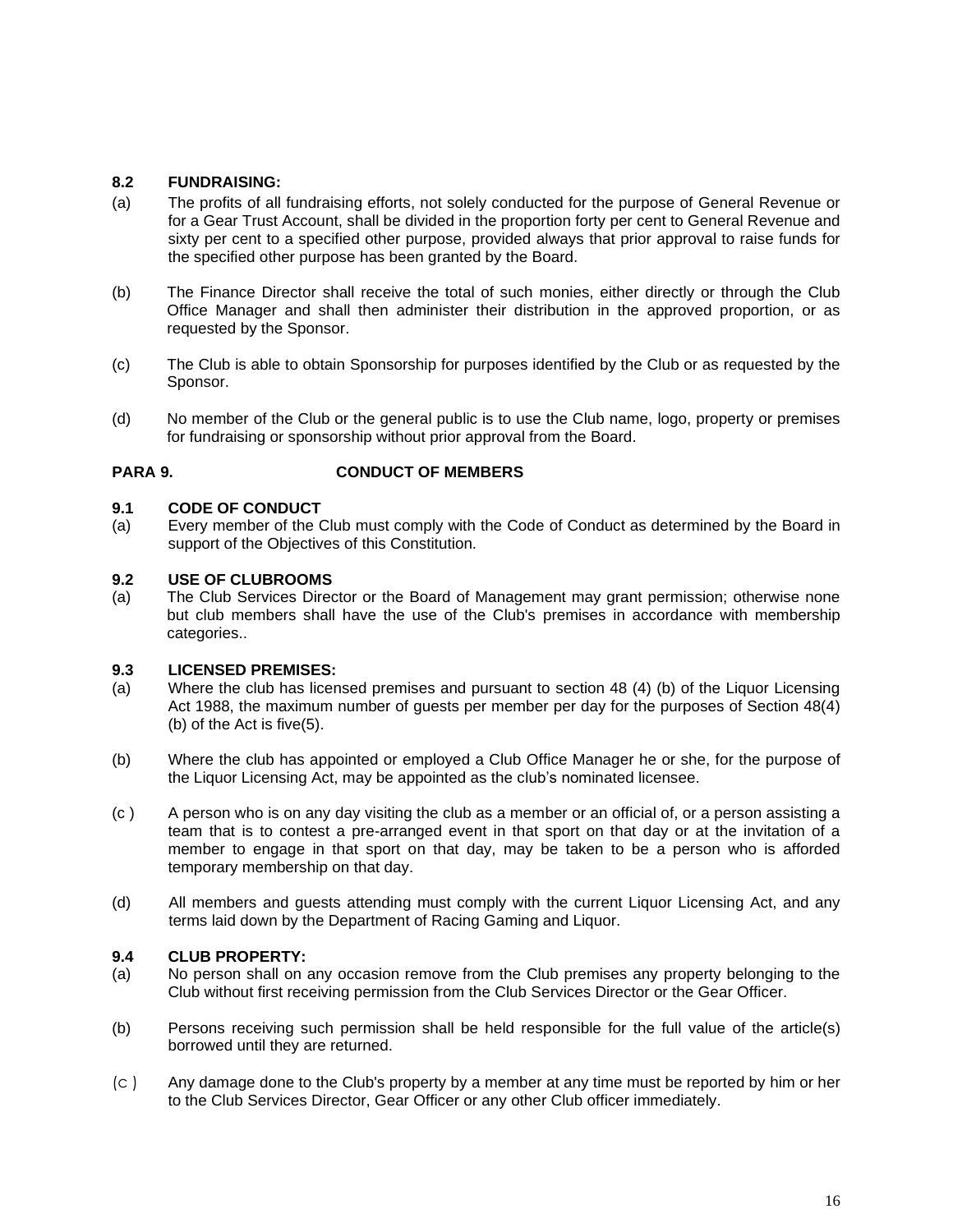### 8.2 FUNDRAISING:

(a) The profits of all fundraising efforts, not solely conducted for the purpose of General Revenue or for a Gear Trust Account, shall be divided in the proportion forty per cent to General Revenue and sixty per cent to a specified other purpose, provided always that prior approval to raise funds for the specified other purpose has been granted by the Board.

(b) The Finance Director shall receive the total of such monies, either directly or through the Club Office Manager and shall then administer their distribution in the approved proportion, or as requested by the Sponsor.

(c) The Club is able to obtain Sponsorship for purposes identified by the Club or as requested by the Sponsor.

(d) No member of the Club or the general public is to use the Club name, logo, property or premises for fundraising or sponsorship without prior approval from the Board.

## PARA 9. CONDUCT OF MEMBERS

### 9.1 CODE OF CONDUCT

(a) Every member of the Club must comply with the Code of Conduct as determined by the Board in support of the Objectives of this Constitution.

### 9.2 USE OF CLUBROOMS

(a) The Club Services Director or the Board of Management may grant permission; otherwise none but club members shall have the use of the Club's premises in accordance with membership categories..

### 9.3 LICENSED PREMISES:

(a) Where the club has licensed premises and pursuant to section 48 (4) (b) of the Liquor Licensing Act 1988, the maximum number of guests per member per day for the purposes of Section 48(4) (b) of the Act is five(5).

(b) Where the club has appointed or employed a Club Office Manager he or she, for the purpose of the Liquor Licensing Act, may be appointed as the club's nominated licensee.

(c ) A person who is on any day visiting the club as a member or an official of, or a person assisting a team that is to contest a pre-arranged event in that sport on that day or at the invitation of a member to engage in that sport on that day, may be taken to be a person who is afforded temporary membership on that day.

(d) All members and guests attending must comply with the current Liquor Licensing Act, and any terms laid down by the Department of Racing Gaming and Liquor.

### 9.4 CLUB PROPERTY:

(a) No person shall on any occasion remove from the Club premises any property belonging to the Club without first receiving permission from the Club Services Director or the Gear Officer.

(b) Persons receiving such permission shall be held responsible for the full value of the article(s) borrowed until they are returned.

(c ) Any damage done to the Club's property by a member at any time must be reported by him or her to the Club Services Director, Gear Officer or any other Club officer immediately.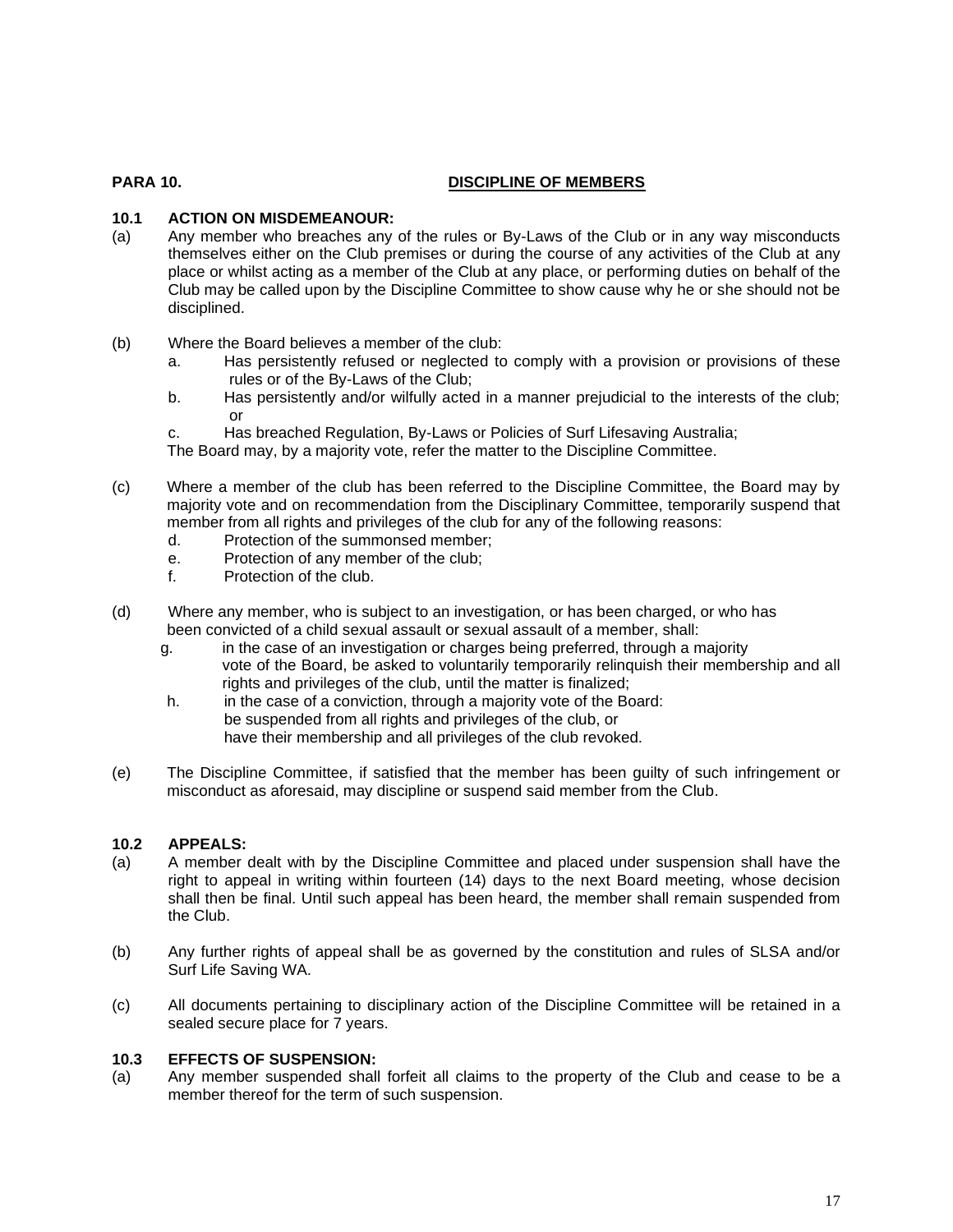## PARA 10. DISCIPLINE OF MEMBERS

### 10.1 ACTION ON MISDEMEANOUR:

(a) Any member who breaches any of the rules or By-Laws of the Club or in any way misconducts themselves either on the Club premises or during the course of any activities of the Club at any place or whilst acting as a member of the Club at any place, or performing duties on behalf of the Club may be called upon by the Discipline Committee to show cause why he or she should not be disciplined.

(b) Where the Board believes a member of the club:

a. Has persistently refused or neglected to comply with a provision or provisions of these rules or of the By-Laws of the Club;

b. Has persistently and/or wilfully acted in a manner prejudicial to the interests of the club; or

c. Has breached Regulation, By-Laws or Policies of Surf Lifesaving Australia;

The Board may, by a majority vote, refer the matter to the Discipline Committee.

(c) Where a member of the club has been referred to the Discipline Committee, the Board may by majority vote and on recommendation from the Disciplinary Committee, temporarily suspend that member from all rights and privileges of the club for any of the following reasons:

d. Protection of the summonsed member;

e. Protection of any member of the club;

f. Protection of the club.

(d) Where any member, who is subject to an investigation, or has been charged, or who has been convicted of a child sexual assault or sexual assault of a member, shall:

g. in the case of an investigation or charges being preferred, through a majority vote of the Board, be asked to voluntarily temporarily relinquish their membership and all rights and privileges of the club, until the matter is finalized;

h. in the case of a conviction, through a majority vote of the Board:
be suspended from all rights and privileges of the club, or
have their membership and all privileges of the club revoked.

(e) The Discipline Committee, if satisfied that the member has been guilty of such infringement or misconduct as aforesaid, may discipline or suspend said member from the Club.

### 10.2 APPEALS:

(a) A member dealt with by the Discipline Committee and placed under suspension shall have the right to appeal in writing within fourteen (14) days to the next Board meeting, whose decision shall then be final. Until such appeal has been heard, the member shall remain suspended from the Club.

(b) Any further rights of appeal shall be as governed by the constitution and rules of SLSA and/or Surf Life Saving WA.

(c) All documents pertaining to disciplinary action of the Discipline Committee will be retained in a sealed secure place for 7 years.

### 10.3 EFFECTS OF SUSPENSION:

(a) Any member suspended shall forfeit all claims to the property of the Club and cease to be a member thereof for the term of such suspension.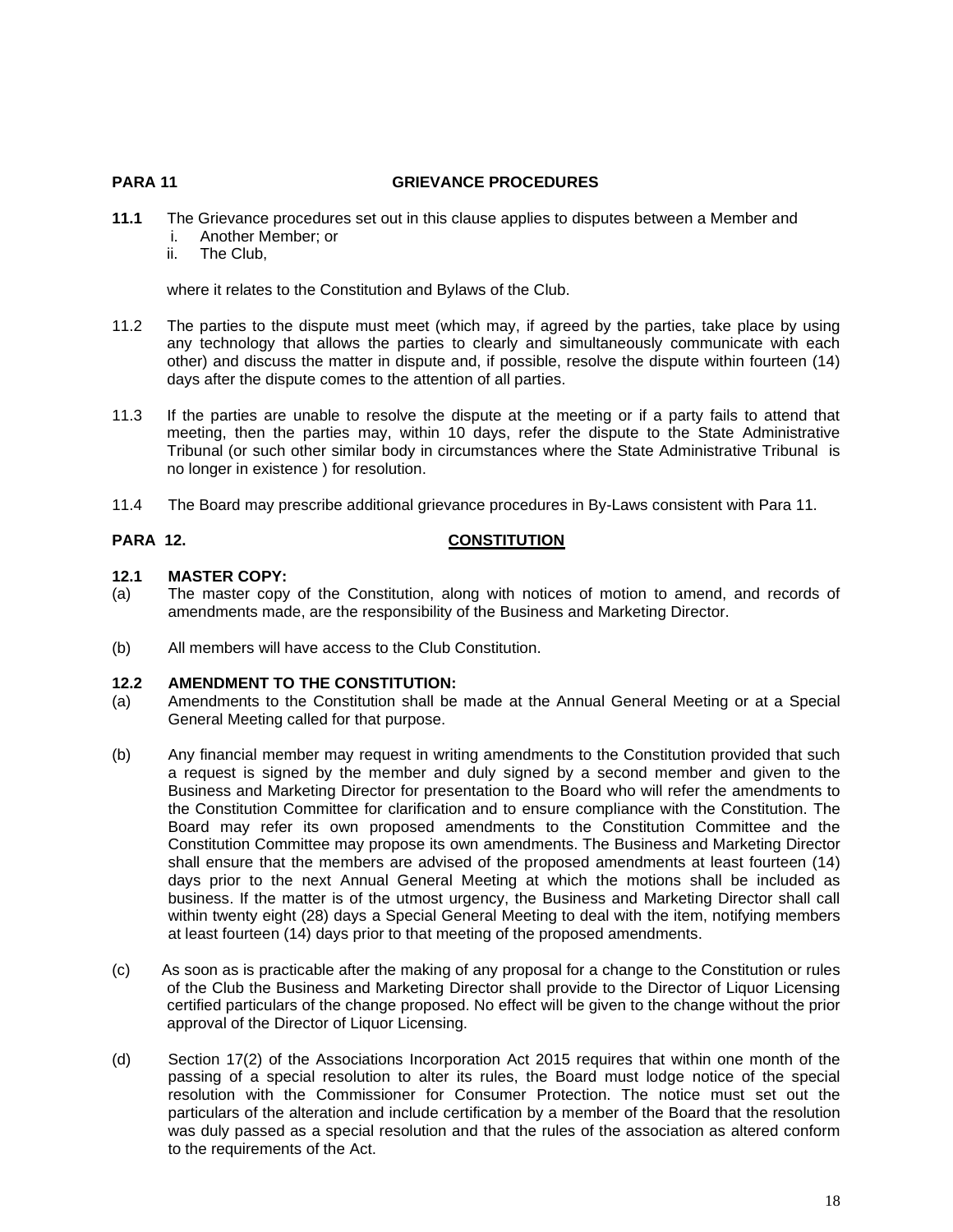## PARA 11 GRIEVANCE PROCEDURES

**11.1** The Grievance procedures set out in this clause applies to disputes between a Member and
  i. Another Member; or
  ii. The Club,

where it relates to the Constitution and Bylaws of the Club.

11.2 The parties to the dispute must meet (which may, if agreed by the parties, take place by using any technology that allows the parties to clearly and simultaneously communicate with each other) and discuss the matter in dispute and, if possible, resolve the dispute within fourteen (14) days after the dispute comes to the attention of all parties.

11.3 If the parties are unable to resolve the dispute at the meeting or if a party fails to attend that meeting, then the parties may, within 10 days, refer the dispute to the State Administrative Tribunal (or such other similar body in circumstances where the State Administrative Tribunal is no longer in existence ) for resolution.

11.4 The Board may prescribe additional grievance procedures in By-Laws consistent with Para 11.

## PARA 12. CONSTITUTION

### 12.1 MASTER COPY:

(a) The master copy of the Constitution, along with notices of motion to amend, and records of amendments made, are the responsibility of the Business and Marketing Director.

(b) All members will have access to the Club Constitution.

### 12.2 AMENDMENT TO THE CONSTITUTION:

(a) Amendments to the Constitution shall be made at the Annual General Meeting or at a Special General Meeting called for that purpose.

(b) Any financial member may request in writing amendments to the Constitution provided that such a request is signed by the member and duly signed by a second member and given to the Business and Marketing Director for presentation to the Board who will refer the amendments to the Constitution Committee for clarification and to ensure compliance with the Constitution. The Board may refer its own proposed amendments to the Constitution Committee and the Constitution Committee may propose its own amendments. The Business and Marketing Director shall ensure that the members are advised of the proposed amendments at least fourteen (14) days prior to the next Annual General Meeting at which the motions shall be included as business. If the matter is of the utmost urgency, the Business and Marketing Director shall call within twenty eight (28) days a Special General Meeting to deal with the item, notifying members at least fourteen (14) days prior to that meeting of the proposed amendments.

(c) As soon as is practicable after the making of any proposal for a change to the Constitution or rules of the Club the Business and Marketing Director shall provide to the Director of Liquor Licensing certified particulars of the change proposed. No effect will be given to the change without the prior approval of the Director of Liquor Licensing.

(d) Section 17(2) of the Associations Incorporation Act 2015 requires that within one month of the passing of a special resolution to alter its rules, the Board must lodge notice of the special resolution with the Commissioner for Consumer Protection. The notice must set out the particulars of the alteration and include certification by a member of the Board that the resolution was duly passed as a special resolution and that the rules of the association as altered conform to the requirements of the Act.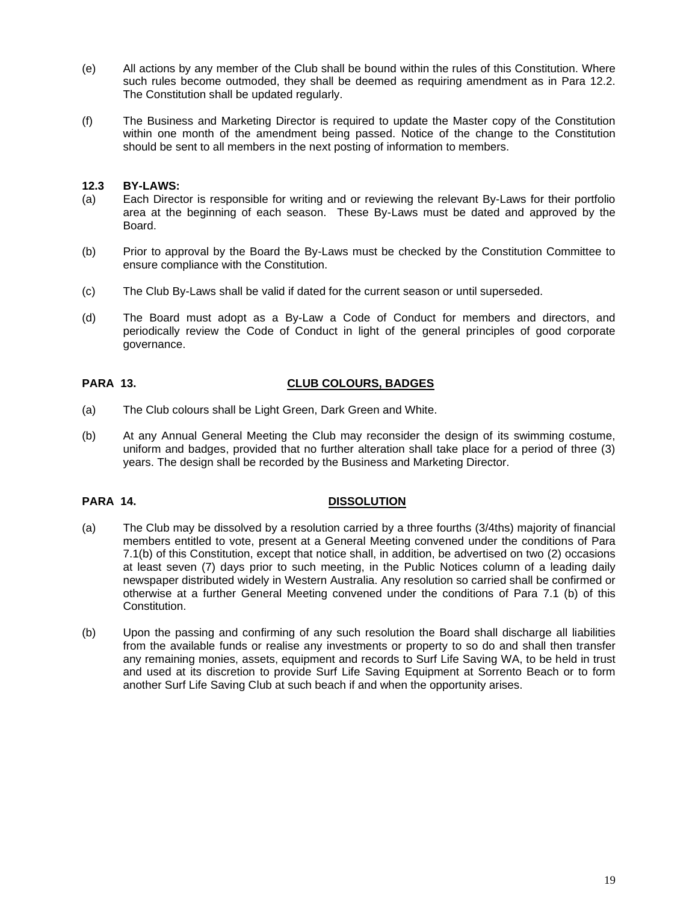(e) All actions by any member of the Club shall be bound within the rules of this Constitution. Where such rules become outmoded, they shall be deemed as requiring amendment as in Para 12.2. The Constitution shall be updated regularly.

(f) The Business and Marketing Director is required to update the Master copy of the Constitution within one month of the amendment being passed. Notice of the change to the Constitution should be sent to all members in the next posting of information to members.

### 12.3 BY-LAWS:

(a) Each Director is responsible for writing and or reviewing the relevant By-Laws for their portfolio area at the beginning of each season. These By-Laws must be dated and approved by the Board.

(b) Prior to approval by the Board the By-Laws must be checked by the Constitution Committee to ensure compliance with the Constitution.

(c) The Club By-Laws shall be valid if dated for the current season or until superseded.

(d) The Board must adopt as a By-Law a Code of Conduct for members and directors, and periodically review the Code of Conduct in light of the general principles of good corporate governance.

## PARA 13. CLUB COLOURS, BADGES

(a) The Club colours shall be Light Green, Dark Green and White.

(b) At any Annual General Meeting the Club may reconsider the design of its swimming costume, uniform and badges, provided that no further alteration shall take place for a period of three (3) years. The design shall be recorded by the Business and Marketing Director.

## PARA 14. DISSOLUTION

(a) The Club may be dissolved by a resolution carried by a three fourths (3/4ths) majority of financial members entitled to vote, present at a General Meeting convened under the conditions of Para 7.1(b) of this Constitution, except that notice shall, in addition, be advertised on two (2) occasions at least seven (7) days prior to such meeting, in the Public Notices column of a leading daily newspaper distributed widely in Western Australia. Any resolution so carried shall be confirmed or otherwise at a further General Meeting convened under the conditions of Para 7.1 (b) of this Constitution.

(b) Upon the passing and confirming of any such resolution the Board shall discharge all liabilities from the available funds or realise any investments or property to so do and shall then transfer any remaining monies, assets, equipment and records to Surf Life Saving WA, to be held in trust and used at its discretion to provide Surf Life Saving Equipment at Sorrento Beach or to form another Surf Life Saving Club at such beach if and when the opportunity arises.